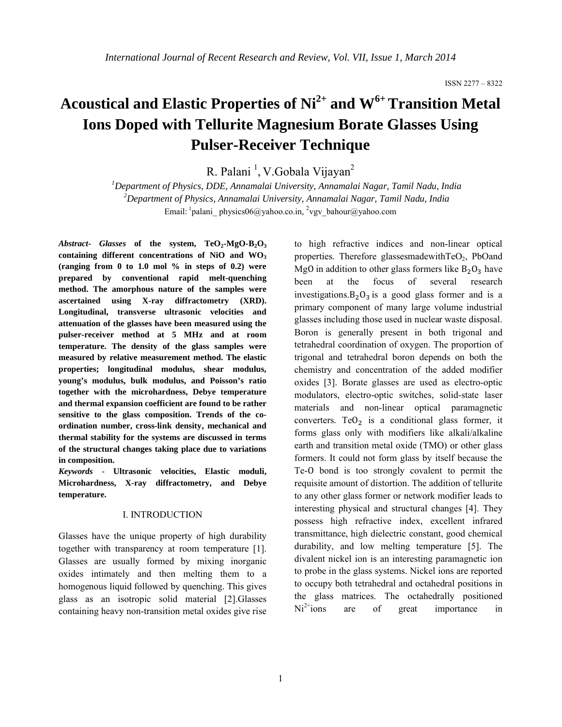# Acoustical and Elastic Properties of $Ni^{2+}$ and $W^{6+}$ Transition Metal Ions Doped with Tellurite Magnesium Borate Glasses Using Pulser-Receiver Technique

R. Palani [1], V.Gobala Vijayan[2]

[1]Department of Physics, DDE, Annamalai University, Annamalai Nagar, Tamil Nadu, India
[2]Department of Physics, Annamalai University, Annamalai Nagar, Tamil Nadu, India
Email: [1]palani_ physics06@yahoo.co.in, [2]vgv_bahour@yahoo.com

***Abstract*- Glasses of the system, $TeO_2$-$MgO$-$B_2O_3$ containing different concentrations of NiO and $WO_3$ (ranging from 0 to 1.0 mol % in steps of 0.2) were prepared by conventional rapid melt-quenching method. The amorphous nature of the samples were ascertained using X-ray diffractometry (XRD). Longitudinal, transverse ultrasonic velocities and attenuation of the glasses have been measured using the pulser-receiver method at 5 MHz and at room temperature. The density of the glass samples were measured by relative measurement method. The elastic properties; longitudinal modulus, shear modulus, young's modulus, bulk modulus, and Poisson's ratio together with the microhardness, Debye temperature and thermal expansion coefficient are found to be rather sensitive to the glass composition. Trends of the co-ordination number, cross-link density, mechanical and thermal stability for the systems are discussed in terms of the structural changes taking place due to variations in composition.**

***Keywords*** - **Ultrasonic velocities, Elastic moduli, Microhardness, X-ray diffractometry, and Debye temperature.**

## I. INTRODUCTION

Glasses have the unique property of high durability together with transparency at room temperature [1]. Glasses are usually formed by mixing inorganic oxides intimately and then melting them to a homogenous liquid followed by quenching. This gives glass as an isotropic solid material [2].Glasses containing heavy non-transition metal oxides give rise to high refractive indices and non-linear optical properties. Therefore glassesmadewith$TeO_2$, PbOand MgO in addition to other glass formers like $B_2O_3$ have been at the focus of several research investigations.$B_2O_3$ is a good glass former and is a primary component of many large volume industrial glasses including those used in nuclear waste disposal. Boron is generally present in both trigonal and tetrahedral coordination of oxygen. The proportion of trigonal and tetrahedral boron depends on both the chemistry and concentration of the added modifier oxides [3]. Borate glasses are used as electro-optic modulators, electro-optic switches, solid-state laser materials and non-linear optical paramagnetic converters. $TeO_2$ is a conditional glass former, it forms glass only with modifiers like alkali/alkaline earth and transition metal oxide (TMO) or other glass formers. It could not form glass by itself because the Te-O bond is too strongly covalent to permit the requisite amount of distortion. The addition of tellurite to any other glass former or network modifier leads to interesting physical and structural changes [4]. They possess high refractive index, excellent infrared transmittance, high dielectric constant, good chemical durability, and low melting temperature [5]. The divalent nickel ion is an interesting paramagnetic ion to probe in the glass systems. Nickel ions are reported to occupy both tetrahedral and octahedral positions in the glass matrices. The octahedrally positioned $Ni^{2+}$ions are of great importance in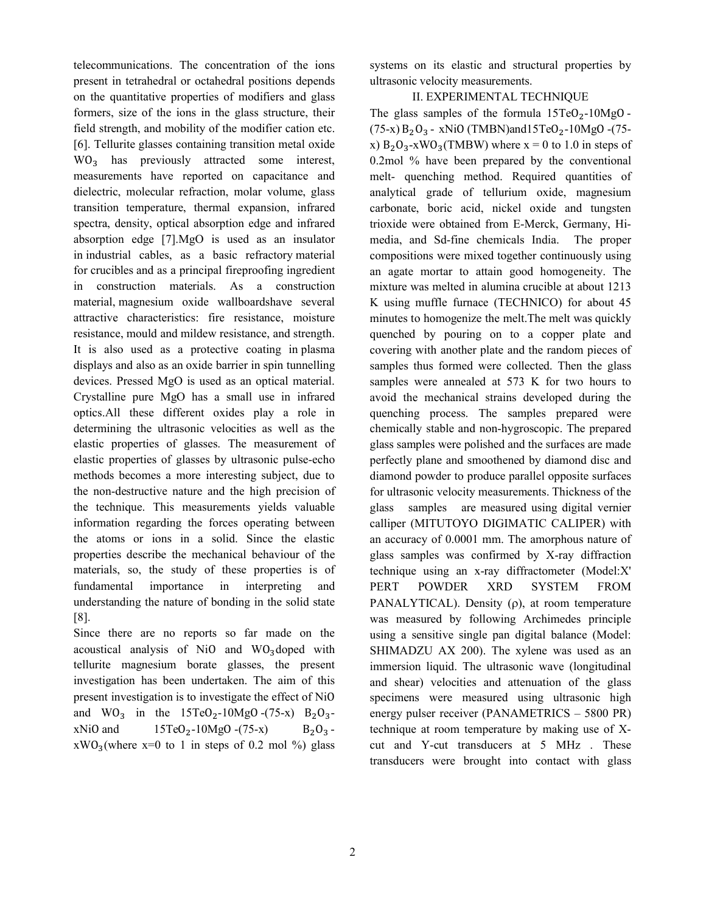telecommunications. The concentration of the ions present in tetrahedral or octahedral positions depends on the quantitative properties of modifiers and glass formers, size of the ions in the glass structure, their field strength, and mobility of the modifier cation etc. [6]. Tellurite glasses containing transition metal oxide $WO_3$ has previously attracted some interest, measurements have reported on capacitance and dielectric, molecular refraction, molar volume, glass transition temperature, thermal expansion, infrared spectra, density, optical absorption edge and infrared absorption edge [7].MgO is used as an insulator in industrial cables, as a basic refractory material for crucibles and as a principal fireproofing ingredient in construction materials. As a construction material, magnesium oxide wallboardshave several attractive characteristics: fire resistance, moisture resistance, mould and mildew resistance, and strength. It is also used as a protective coating in plasma displays and also as an oxide barrier in spin tunnelling devices. Pressed MgO is used as an optical material. Crystalline pure MgO has a small use in infrared optics.All these different oxides play a role in determining the ultrasonic velocities as well as the elastic properties of glasses. The measurement of elastic properties of glasses by ultrasonic pulse-echo methods becomes a more interesting subject, due to the non-destructive nature and the high precision of the technique. This measurements yields valuable information regarding the forces operating between the atoms or ions in a solid. Since the elastic properties describe the mechanical behaviour of the materials, so, the study of these properties is of fundamental importance in interpreting and understanding the nature of bonding in the solid state [8].

Since there are no reports so far made on the acoustical analysis of NiO and $WO_3$doped with tellurite magnesium borate glasses, the present investigation has been undertaken. The aim of this present investigation is to investigate the effect of NiO and $WO_3$ in the $15TeO_2$-10MgO -(75-x) $B_2O_3$-xNiO and $15TeO_2$-10MgO -(75-x) $B_2O_3$-x$WO_3$(where x=0 to 1 in steps of 0.2 mol %) glass systems on its elastic and structural properties by ultrasonic velocity measurements.

## II. EXPERIMENTAL TECHNIQUE

The glass samples of the formula $15TeO_2$-10MgO -(75-x) $B_2O_3$ - xNiO (TMBN)and$15TeO_2$-10MgO -(75-x) $B_2O_3$-x$WO_3$(TMBW) where x = 0 to 1.0 in steps of 0.2mol % have been prepared by the conventional melt- quenching method. Required quantities of analytical grade of tellurium oxide, magnesium carbonate, boric acid, nickel oxide and tungsten trioxide were obtained from E-Merck, Germany, Hi-media, and Sd-fine chemicals India. The proper compositions were mixed together continuously using an agate mortar to attain good homogeneity. The mixture was melted in alumina crucible at about 1213 K using muffle furnace (TECHNICO) for about 45 minutes to homogenize the melt.The melt was quickly quenched by pouring on to a copper plate and covering with another plate and the random pieces of samples thus formed were collected. Then the glass samples were annealed at 573 K for two hours to avoid the mechanical strains developed during the quenching process. The samples prepared were chemically stable and non-hygroscopic. The prepared glass samples were polished and the surfaces are made perfectly plane and smoothened by diamond disc and diamond powder to produce parallel opposite surfaces for ultrasonic velocity measurements. Thickness of the glass samples are measured using digital vernier calliper (MITUTOYO DIGIMATIC CALIPER) with an accuracy of 0.0001 mm. The amorphous nature of glass samples was confirmed by X-ray diffraction technique using an x-ray diffractometer (Model:X' PERT POWDER XRD SYSTEM FROM PANALYTICAL). Density (ρ), at room temperature was measured by following Archimedes principle using a sensitive single pan digital balance (Model: SHIMADZU AX 200). The xylene was used as an immersion liquid. The ultrasonic wave (longitudinal and shear) velocities and attenuation of the glass specimens were measured using ultrasonic high energy pulser receiver (PANAMETRICS – 5800 PR) technique at room temperature by making use of X-cut and Y-cut transducers at 5 MHz . These transducers were brought into contact with glass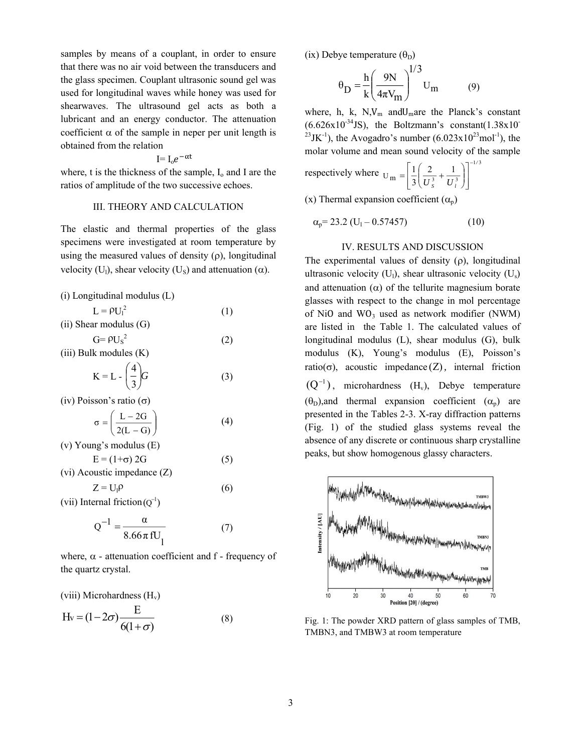samples by means of a couplant, in order to ensure that there was no air void between the transducers and the glass specimen. Couplant ultrasonic sound gel was used for longitudinal waves while honey was used for shearwaves. The ultrasound gel acts as both a lubricant and an energy conductor. The attenuation coefficient $\alpha$ of the sample in neper per unit length is obtained from the relation

$$I = I_o e^{-\alpha t}$$

where, t is the thickness of the sample, $I_o$ and I are the ratios of amplitude of the two successive echoes.

## III. THEORY AND CALCULATION

The elastic and thermal properties of the glass specimens were investigated at room temperature by using the measured values of density ($\rho$), longitudinal velocity ($U_l$), shear velocity ($U_S$) and attenuation ($\alpha$).

(i) Longitudinal modulus (L)

$$L = \rho U_l^2 \tag{1}$$

(ii) Shear modulus (G)

$$G = \rho U_S^2 \tag{2}$$

(iii) Bulk modules (K)

$$K = L - \left(\frac{4}{3}\right)G \tag{3}$$

(iv) Poisson's ratio ($\sigma$)

$$\sigma = \left(\frac{L - 2G}{2(L - G)}\right) \tag{4}$$

(v) Young's modulus (E)

$$E = (1+\sigma)\, 2G \tag{5}$$

(vi) Acoustic impedance (Z)

$$Z = U_l \rho \tag{6}$$

(vii) Internal friction $(Q^{-1})$

$$Q^{-1} = \frac{\alpha}{8.66\pi f U_l} \tag{7}$$

where, $\alpha$ - attenuation coefficient and f - frequency of the quartz crystal.

(viii) Microhardness ($H_v$)

$$H_v = (1-2\sigma)\frac{E}{6(1+\sigma)} \tag{8}$$

(ix) Debye temperature ($\theta_D$)

$$\theta_D = \frac{h}{k}\left(\frac{9N}{4\pi V_m}\right)^{1/3} U_m \tag{9}$$

where, h, k, N, $V_m$ and $U_m$ are the Planck's constant ($6.626\times10^{-34}$JS), the Boltzmann's constant($1.38\times10^{-23}$JK$^{-1}$), the Avogadro's number ($6.023\times10^{23}$mol$^{-1}$), the molar volume and mean sound velocity of the sample respectively where $U_m = \left[\frac{1}{3}\left(\frac{2}{U_s^3} + \frac{1}{U_l^3}\right)\right]^{-1/3}$

(x) Thermal expansion coefficient ($\alpha_p$)

$$\alpha_p = 23.2\,(U_l - 0.57457) \tag{10}$$

## IV. RESULTS AND DISCUSSION

The experimental values of density ($\rho$), longitudinal ultrasonic velocity ($U_l$), shear ultrasonic velocity ($U_s$) and attenuation ($\alpha$) of the tellurite magnesium borate glasses with respect to the change in mol percentage of NiO and $WO_3$ used as network modifier (NWM) are listed in the Table 1. The calculated values of longitudinal modulus (L), shear modulus (G), bulk modulus (K), Young's modulus (E), Poisson's ratio($\sigma$), acoustic impedance $(Z)$, internal friction $(Q^{-1})$, microhardness ($H_v$), Debye temperature ($\theta_D$),and thermal expansion coefficient ($\alpha_p$) are presented in the Tables 2-3. X-ray diffraction patterns (Fig. 1) of the studied glass systems reveal the absence of any discrete or continuous sharp crystalline peaks, but show homogenous glassy characters.

Fig. 1: The powder XRD pattern of glass samples of TMB, TMBN3, and TMBW3 at room temperature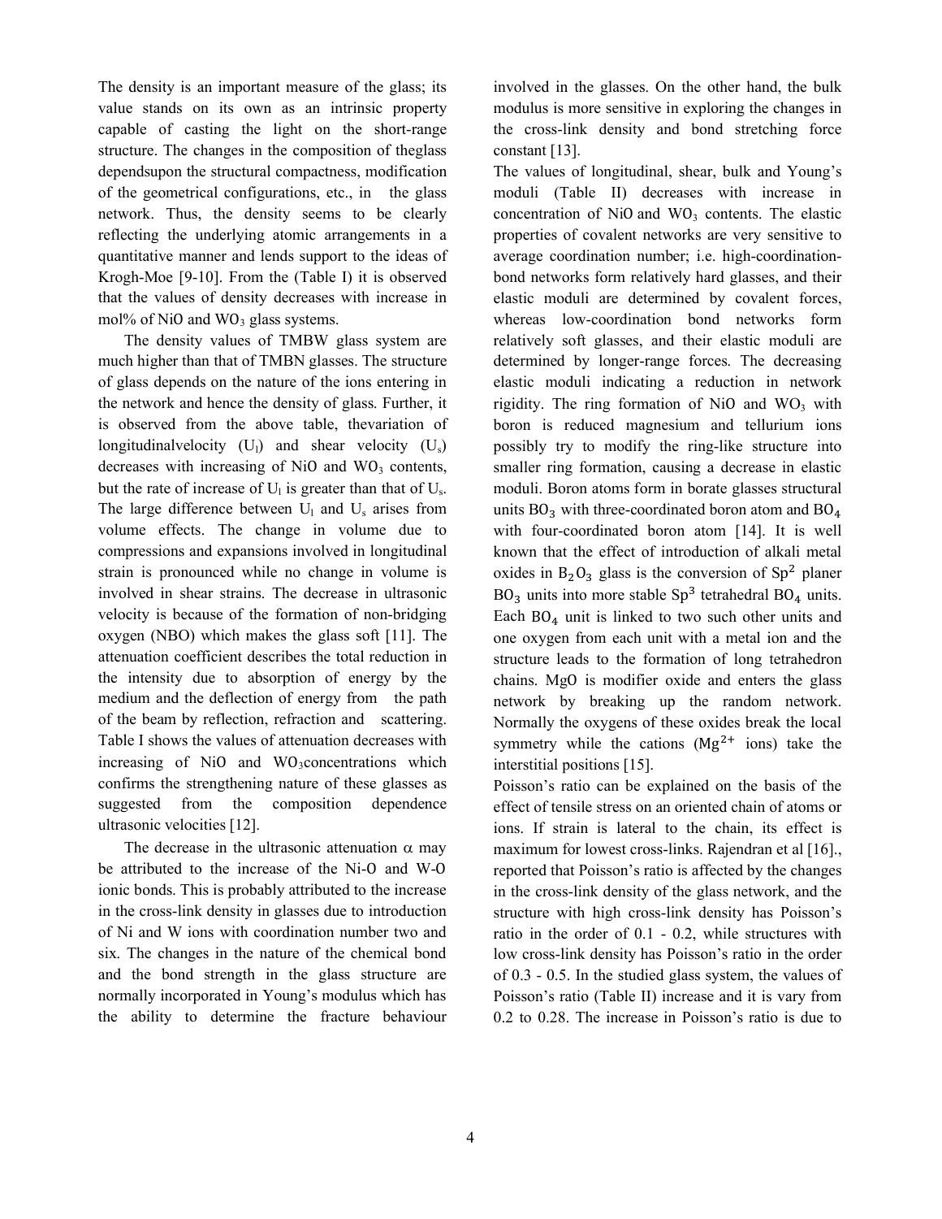The density is an important measure of the glass; its value stands on its own as an intrinsic property capable of casting the light on the short-range structure. The changes in the composition of theglass dependsupon the structural compactness, modification of the geometrical configurations, etc., in the glass network. Thus, the density seems to be clearly reflecting the underlying atomic arrangements in a quantitative manner and lends support to the ideas of Krogh-Moe [9-10]. From the (Table I) it is observed that the values of density decreases with increase in mol% of NiO and $WO_3$ glass systems.

The density values of TMBW glass system are much higher than that of TMBN glasses. The structure of glass depends on the nature of the ions entering in the network and hence the density of glass. Further, it is observed from the above table, thevariation of longitudinalvelocity ($U_l$) and shear velocity ($U_s$) decreases with increasing of NiO and $WO_3$ contents, but the rate of increase of $U_l$ is greater than that of $U_s$. The large difference between $U_l$ and $U_s$ arises from volume effects. The change in volume due to compressions and expansions involved in longitudinal strain is pronounced while no change in volume is involved in shear strains. The decrease in ultrasonic velocity is because of the formation of non-bridging oxygen (NBO) which makes the glass soft [11]. The attenuation coefficient describes the total reduction in the intensity due to absorption of energy by the medium and the deflection of energy from the path of the beam by reflection, refraction and scattering. Table I shows the values of attenuation decreases with increasing of NiO and $WO_3$concentrations which confirms the strengthening nature of these glasses as suggested from the composition dependence ultrasonic velocities [12].

The decrease in the ultrasonic attenuation $\alpha$ may be attributed to the increase of the Ni-O and W-O ionic bonds. This is probably attributed to the increase in the cross-link density in glasses due to introduction of Ni and W ions with coordination number two and six. The changes in the nature of the chemical bond and the bond strength in the glass structure are normally incorporated in Young's modulus which has the ability to determine the fracture behaviour involved in the glasses. On the other hand, the bulk modulus is more sensitive in exploring the changes in the cross-link density and bond stretching force constant [13].

The values of longitudinal, shear, bulk and Young's moduli (Table II) decreases with increase in concentration of NiO and $WO_3$ contents. The elastic properties of covalent networks are very sensitive to average coordination number; i.e. high-coordination-bond networks form relatively hard glasses, and their elastic moduli are determined by covalent forces, whereas low-coordination bond networks form relatively soft glasses, and their elastic moduli are determined by longer-range forces. The decreasing elastic moduli indicating a reduction in network rigidity. The ring formation of NiO and $WO_3$ with boron is reduced magnesium and tellurium ions possibly try to modify the ring-like structure into smaller ring formation, causing a decrease in elastic moduli. Boron atoms form in borate glasses structural units $BO_3$ with three-coordinated boron atom and $BO_4$ with four-coordinated boron atom [14]. It is well known that the effect of introduction of alkali metal oxides in $B_2O_3$ glass is the conversion of $Sp^2$ planer $BO_3$ units into more stable $Sp^3$ tetrahedral $BO_4$ units. Each $BO_4$ unit is linked to two such other units and one oxygen from each unit with a metal ion and the structure leads to the formation of long tetrahedron chains. MgO is modifier oxide and enters the glass network by breaking up the random network. Normally the oxygens of these oxides break the local symmetry while the cations ($Mg^{2+}$ ions) take the interstitial positions [15].

Poisson's ratio can be explained on the basis of the effect of tensile stress on an oriented chain of atoms or ions. If strain is lateral to the chain, its effect is maximum for lowest cross-links. Rajendran et al [16]., reported that Poisson's ratio is affected by the changes in the cross-link density of the glass network, and the structure with high cross-link density has Poisson's ratio in the order of 0.1 - 0.2, while structures with low cross-link density has Poisson's ratio in the order of 0.3 - 0.5. In the studied glass system, the values of Poisson's ratio (Table II) increase and it is vary from 0.2 to 0.28. The increase in Poisson's ratio is due to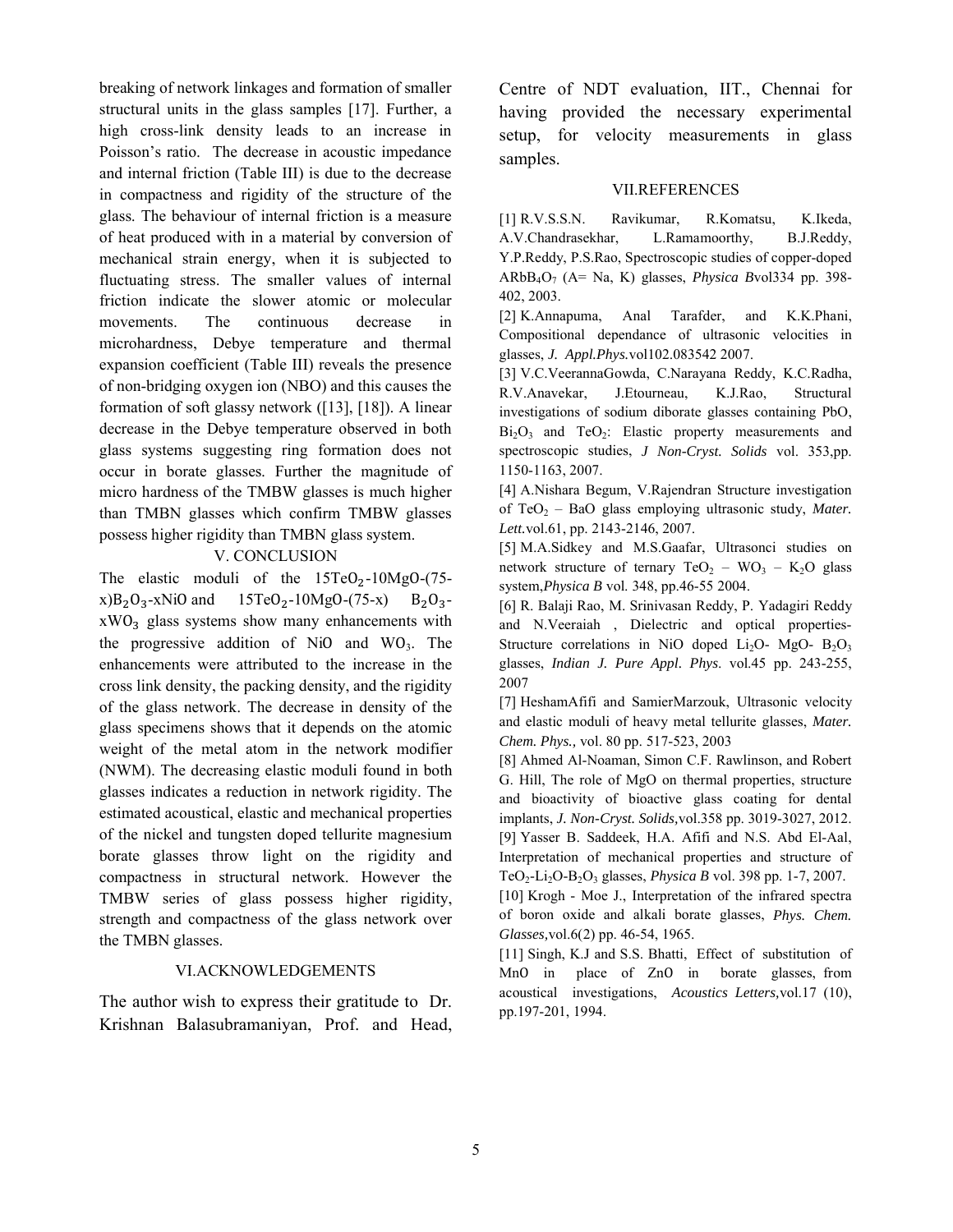breaking of network linkages and formation of smaller structural units in the glass samples [17]. Further, a high cross-link density leads to an increase in Poisson's ratio. The decrease in acoustic impedance and internal friction (Table III) is due to the decrease in compactness and rigidity of the structure of the glass. The behaviour of internal friction is a measure of heat produced with in a material by conversion of mechanical strain energy, when it is subjected to fluctuating stress. The smaller values of internal friction indicate the slower atomic or molecular movements. The continuous decrease in microhardness, Debye temperature and thermal expansion coefficient (Table III) reveals the presence of non-bridging oxygen ion (NBO) and this causes the formation of soft glassy network ([13], [18]). A linear decrease in the Debye temperature observed in both glass systems suggesting ring formation does not occur in borate glasses. Further the magnitude of micro hardness of the TMBW glasses is much higher than TMBN glasses which confirm TMBW glasses possess higher rigidity than TMBN glass system.

## V. CONCLUSION

The elastic moduli of the $15TeO_2$-10MgO-(75-x)$B_2O_3$-xNiO and 15$TeO_2$-10MgO-(75-x) $B_2O_3$-x$WO_3$ glass systems show many enhancements with the progressive addition of NiO and $WO_3$. The enhancements were attributed to the increase in the cross link density, the packing density, and the rigidity of the glass network. The decrease in density of the glass specimens shows that it depends on the atomic weight of the metal atom in the network modifier (NWM). The decreasing elastic moduli found in both glasses indicates a reduction in network rigidity. The estimated acoustical, elastic and mechanical properties of the nickel and tungsten doped tellurite magnesium borate glasses throw light on the rigidity and compactness in structural network. However the TMBW series of glass possess higher rigidity, strength and compactness of the glass network over the TMBN glasses.

## VI.ACKNOWLEDGEMENTS

The author wish to express their gratitude to Dr. Krishnan Balasubramaniyan, Prof. and Head, Centre of NDT evaluation, IIT., Chennai for having provided the necessary experimental setup, for velocity measurements in glass samples.

## VII.REFERENCES

[1] R.V.S.S.N. Ravikumar, R.Komatsu, K.Ikeda, A.V.Chandrasekhar, L.Ramamoorthy, B.J.Reddy, Y.P.Reddy, P.S.Rao, Spectroscopic studies of copper-doped $ARbB_4O_7$ (A= Na, K) glasses, *Physica B*vol334 pp. 398-402, 2003.

[2] K.Annapuma, Anal Tarafder, and K.K.Phani, Compositional dependance of ultrasonic velocities in glasses, *J. Appl.Phys.*vol102.083542 2007.

[3] V.C.VeerannaGowda, C.Narayana Reddy, K.C.Radha, R.V.Anavekar, J.Etourneau, K.J.Rao, Structural investigations of sodium diborate glasses containing PbO, $Bi_2O_3$ and $TeO_2$: Elastic property measurements and spectroscopic studies, *J Non-Cryst. Solids* vol. 353,pp. 1150-1163, 2007.

[4] A.Nishara Begum, V.Rajendran Structure investigation of $TeO_2$ – BaO glass employing ultrasonic study, *Mater. Lett.*vol.61, pp. 2143-2146, 2007.

[5] M.A.Sidkey and M.S.Gaafar, Ultrasonci studies on network structure of ternary $TeO_2$ – $WO_3$ – $K_2O$ glass system,*Physica B* vol. 348, pp.46-55 2004.

[6] R. Balaji Rao, M. Srinivasan Reddy, P. Yadagiri Reddy and N.Veeraiah , Dielectric and optical properties-Structure correlations in NiO doped $Li_2O$- MgO- $B_2O_3$ glasses, *Indian J. Pure Appl. Phys*. vol.45 pp. 243-255, 2007

[7] HeshamAfifi and SamierMarzouk, Ultrasonic velocity and elastic moduli of heavy metal tellurite glasses, *Mater. Chem. Phys.,* vol. 80 pp. 517-523, 2003

[8] Ahmed Al-Noaman, Simon C.F. Rawlinson, and Robert G. Hill, The role of MgO on thermal properties, structure and bioactivity of bioactive glass coating for dental implants, *J. Non-Cryst. Solids,*vol.358 pp. 3019-3027, 2012.

[9] Yasser B. Saddeek, H.A. Afifi and N.S. Abd El-Aal, Interpretation of mechanical properties and structure of $TeO_2$-$Li_2O$-$B_2O_3$ glasses, *Physica B* vol. 398 pp. 1-7, 2007.

[10] Krogh - Moe J., Interpretation of the infrared spectra of boron oxide and alkali borate glasses, *Phys. Chem. Glasses,*vol.6(2) pp. 46-54, 1965.

[11] Singh, K.J and S.S. Bhatti, Effect of substitution of MnO in place of ZnO in borate glasses, from acoustical investigations, *Acoustics Letters,*vol.17 (10), pp.197-201, 1994.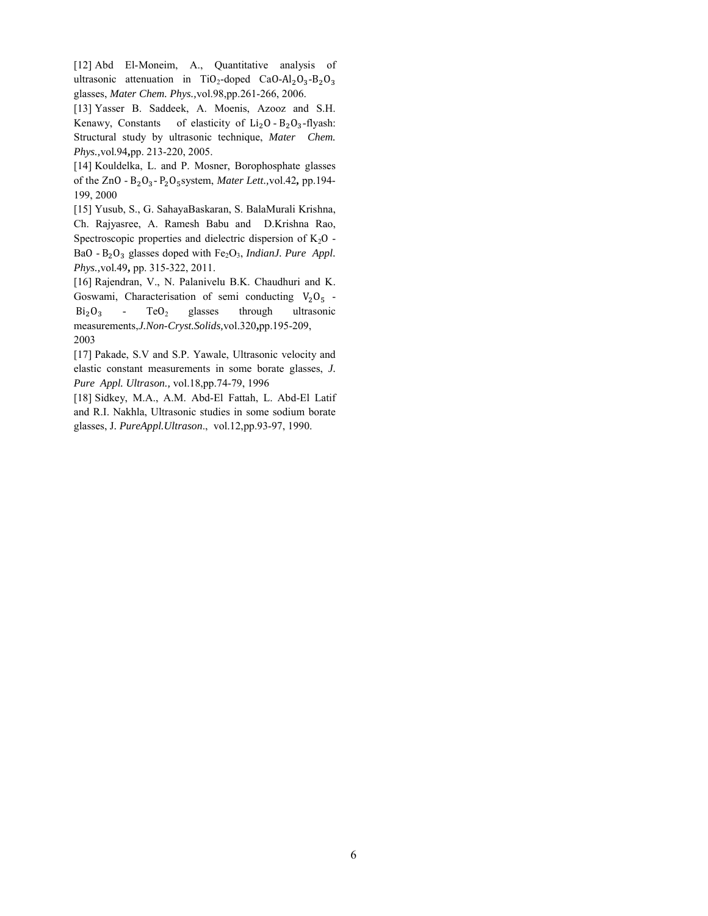[12] Abd El-Moneim, A., Quantitative analysis of ultrasonic attenuation in $TiO_2$-doped $CaO$-$Al_2O_3$-$B_2O_3$ glasses, *Mater Chem. Phys.,*vol.98,pp.261-266, 2006.

[13] Yasser B. Saddeek, A. Moenis, Azooz and S.H. Kenawy, Constants of elasticity of $Li_2O$ - $B_2O_3$-flyash: Structural study by ultrasonic technique, *Mater Chem. Phys.,*vol.94,pp. 213-220, 2005.

[14] Kouldelka, L. and P. Mosner, Borophosphate glasses of the $ZnO$ - $B_2O_3$ - $P_2O_5$system, *Mater Lett.,*vol.42, pp.194-199, 2000

[15] Yusub, S., G. SahayaBaskaran, S. BalaMurali Krishna, Ch. Rajyasree, A. Ramesh Babu and D.Krishna Rao, Spectroscopic properties and dielectric dispersion of $K_2O$ - $BaO$ - $B_2O_3$ glasses doped with $Fe_2O_3$, *IndianJ. Pure Appl. Phys.,*vol.49, pp. 315-322, 2011.

[16] Rajendran, V., N. Palanivelu B.K. Chaudhuri and K. Goswami, Characterisation of semi conducting $V_2O_5$ - $Bi_2O_3$ - $TeO_2$ glasses through ultrasonic measurements,*J.Non-Cryst.Solids,*vol.320,pp.195-209, 2003

[17] Pakade, S.V and S.P. Yawale, Ultrasonic velocity and elastic constant measurements in some borate glasses, *J. Pure Appl. Ultrason.,* vol.18,pp.74-79, 1996

[18] Sidkey, M.A., A.M. Abd-El Fattah, L. Abd-El Latif and R.I. Nakhla, Ultrasonic studies in some sodium borate glasses, J. *PureAppl.Ultrason*., vol.12,pp.93-97, 1990.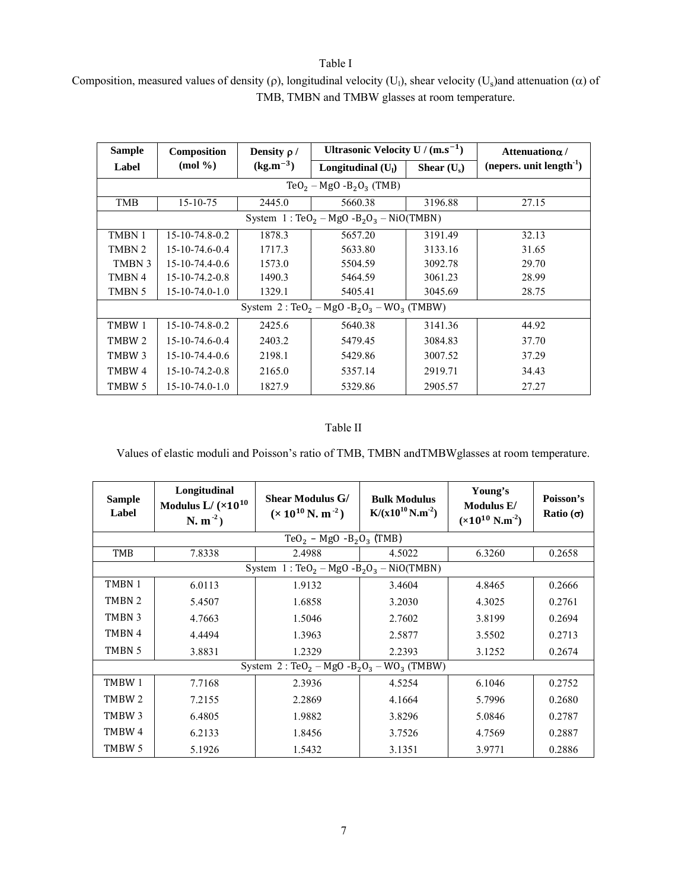Table I

Composition, measured values of density (ρ), longitudinal velocity ($U_l$), shear velocity ($U_s$) and attenuation (α) of TMB, TMBN and TMBW glasses at room temperature.

| Sample Label | Composition (mol %) | Density ρ / ($kg.m^{-3}$) | Ultrasonic Velocity U / ($m.s^{-1}$) | | Attenuation α / (nepers. unit length$^{-1}$) |
|---|---|---|---|---|---|
| | | | Longitudinal ($U_l$) | Shear ($U_s$) | |
| $TeO_2$ – MgO -$B_2O_3$ (TMB) | | | | | |
| TMB | 15-10-75 | 2445.0 | 5660.38 | 3196.88 | 27.15 |
| System 1 : $TeO_2$ – MgO -$B_2O_3$ – NiO(TMBN) | | | | | |
| TMBN 1 | 15-10-74.8-0.2 | 1878.3 | 5657.20 | 3191.49 | 32.13 |
| TMBN 2 | 15-10-74.6-0.4 | 1717.3 | 5633.80 | 3133.16 | 31.65 |
| TMBN 3 | 15-10-74.4-0.6 | 1573.0 | 5504.59 | 3092.78 | 29.70 |
| TMBN 4 | 15-10-74.2-0.8 | 1490.3 | 5464.59 | 3061.23 | 28.99 |
| TMBN 5 | 15-10-74.0-1.0 | 1329.1 | 5405.41 | 3045.69 | 28.75 |
| System 2 : $TeO_2$ – MgO -$B_2O_3$ – $WO_3$ (TMBW) | | | | | |
| TMBW 1 | 15-10-74.8-0.2 | 2425.6 | 5640.38 | 3141.36 | 44.92 |
| TMBW 2 | 15-10-74.6-0.4 | 2403.2 | 5479.45 | 3084.83 | 37.70 |
| TMBW 3 | 15-10-74.4-0.6 | 2198.1 | 5429.86 | 3007.52 | 37.29 |
| TMBW 4 | 15-10-74.2-0.8 | 2165.0 | 5357.14 | 2919.71 | 34.43 |
| TMBW 5 | 15-10-74.0-1.0 | 1827.9 | 5329.86 | 2905.57 | 27.27 |

Table II

Values of elastic moduli and Poisson's ratio of TMB, TMBN and TMBW glasses at room temperature.

| Sample Label | Longitudinal Modulus L/ ($\times 10^{10}$ N. $m^{-2}$) | Shear Modulus G/ ($\times 10^{10}$ N. $m^{-2}$) | Bulk Modulus K/($x10^{10}$ N.$m^{-2}$) | Young's Modulus E/ ($\times 10^{10}$ N.$m^{-2}$) | Poisson's Ratio (σ) |
|---|---|---|---|---|---|
| $TeO_2$ – MgO -$B_2O_3$ (TMB) | | | | | |
| TMB | 7.8338 | 2.4988 | 4.5022 | 6.3260 | 0.2658 |
| System 1 : $TeO_2$ – MgO -$B_2O_3$ – NiO(TMBN) | | | | | |
| TMBN 1 | 6.0113 | 1.9132 | 3.4604 | 4.8465 | 0.2666 |
| TMBN 2 | 5.4507 | 1.6858 | 3.2030 | 4.3025 | 0.2761 |
| TMBN 3 | 4.7663 | 1.5046 | 2.7602 | 3.8199 | 0.2694 |
| TMBN 4 | 4.4494 | 1.3963 | 2.5877 | 3.5502 | 0.2713 |
| TMBN 5 | 3.8831 | 1.2329 | 2.2393 | 3.1252 | 0.2674 |
| System 2 : $TeO_2$ – MgO -$B_2O_3$ – $WO_3$ (TMBW) | | | | | |
| TMBW 1 | 7.7168 | 2.3936 | 4.5254 | 6.1046 | 0.2752 |
| TMBW 2 | 7.2155 | 2.2869 | 4.1664 | 5.7996 | 0.2680 |
| TMBW 3 | 6.4805 | 1.9882 | 3.8296 | 5.0846 | 0.2787 |
| TMBW 4 | 6.2133 | 1.8456 | 3.7526 | 4.7569 | 0.2887 |
| TMBW 5 | 5.1926 | 1.5432 | 3.1351 | 3.9771 | 0.2886 |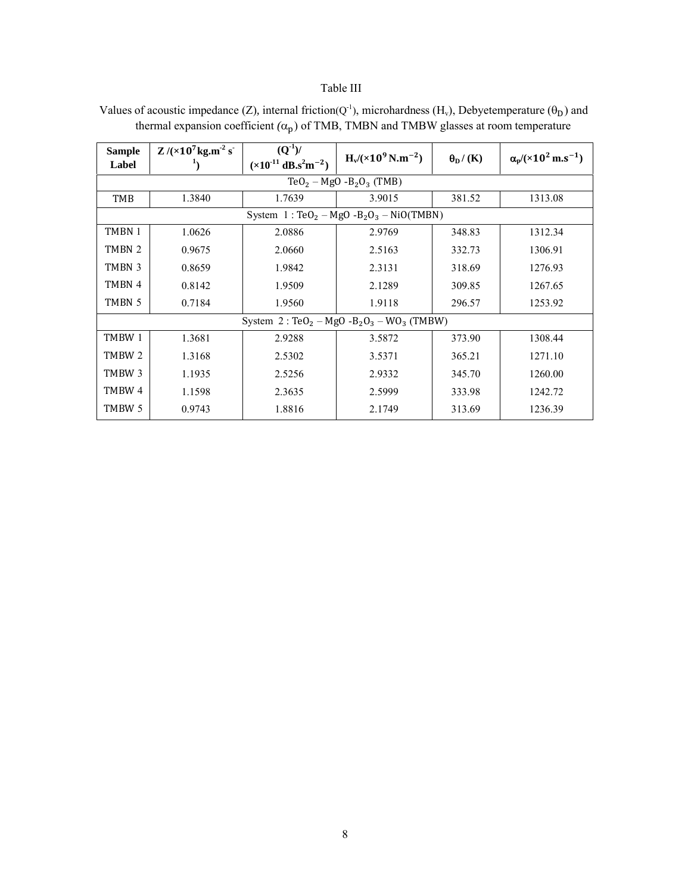Table III

Values of acoustic impedance (Z), internal friction($Q^{-1}$), microhardness ($H_v$), Debyetemperature ($\theta_D$) and thermal expansion coefficient ($\alpha_p$) of TMB, TMBN and TMBW glasses at room temperature

| Sample Label | $Z/(\times 10^7 kg.m^{-2} s^{-1})$ | $(Q^{-1})/(\times 10^{-11} dB.s^2m^{-2})$ | $H_v/(\times 10^9 N.m^{-2})$ | $\theta_D$ / (K) | $\alpha_p/(\times 10^2 m.s^{-1})$ |
|---|---|---|---|---|---|
| $TeO_2 - MgO - B_2O_3$ (TMB) | | | | | |
| TMB | 1.3840 | 1.7639 | 3.9015 | 381.52 | 1313.08 |
| System 1 : $TeO_2 - MgO - B_2O_3 - NiO$(TMBN) | | | | | |
| TMBN 1 | 1.0626 | 2.0886 | 2.9769 | 348.83 | 1312.34 |
| TMBN 2 | 0.9675 | 2.0660 | 2.5163 | 332.73 | 1306.91 |
| TMBN 3 | 0.8659 | 1.9842 | 2.3131 | 318.69 | 1276.93 |
| TMBN 4 | 0.8142 | 1.9509 | 2.1289 | 309.85 | 1267.65 |
| TMBN 5 | 0.7184 | 1.9560 | 1.9118 | 296.57 | 1253.92 |
| System 2 : $TeO_2 - MgO - B_2O_3 - WO_3$ (TMBW) | | | | | |
| TMBW 1 | 1.3681 | 2.9288 | 3.5872 | 373.90 | 1308.44 |
| TMBW 2 | 1.3168 | 2.5302 | 3.5371 | 365.21 | 1271.10 |
| TMBW 3 | 1.1935 | 2.5256 | 2.9332 | 345.70 | 1260.00 |
| TMBW 4 | 1.1598 | 2.3635 | 2.5999 | 333.98 | 1242.72 |
| TMBW 5 | 0.9743 | 1.8816 | 2.1749 | 313.69 | 1236.39 |